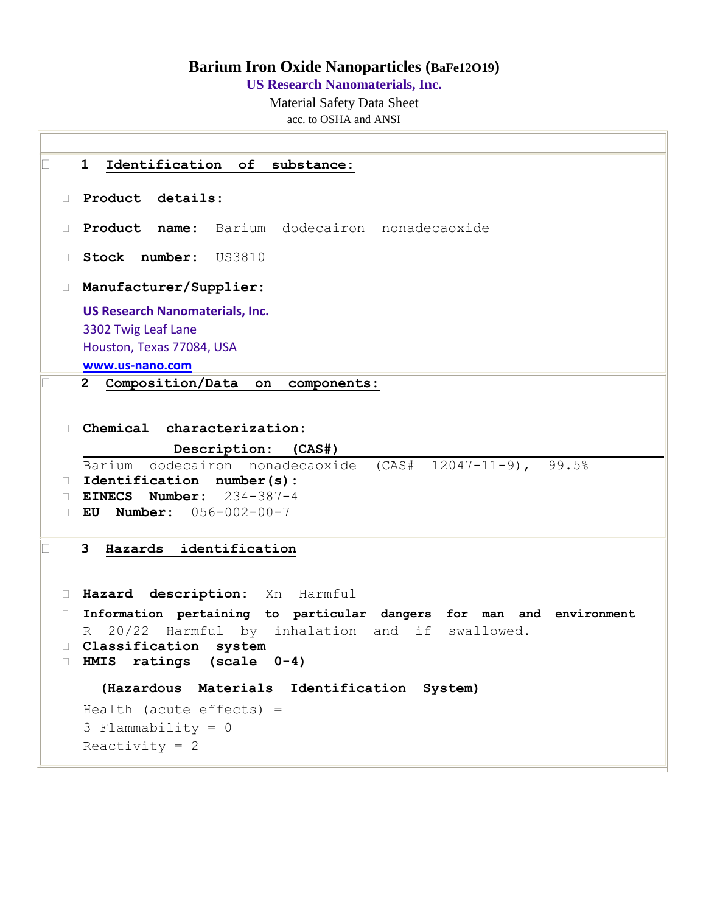# Barium Iron Oxide Nanoparticles ($BaFe_{12}O_{19}$)

**US Research Nanomaterials, Inc.**

Material Safety Data Sheet

acc. to OSHA and ANSI

## 1 Identification of substance:

- **Product details:**
- **Product name:** Barium dodecairon nonadecaoxide
- **Stock number:** US3810
- **Manufacturer/Supplier:**

**US Research Nanomaterials, Inc.**
3302 Twig Leaf Lane
Houston, Texas 77084, USA
**www.us-nano.com**

## 2 Composition/Data on components:

- **Chemical characterization:**

| Description: (CAS#) |
|---|
| Barium dodecairon nonadecaoxide (CAS# 12047-11-9), 99.5% |

- **Identification number(s):**
- **EINECS Number:** 234-387-4
- **EU Number:** 056-002-00-7

## 3 Hazards identification

- **Hazard description:** Xn Harmful
- **Information pertaining to particular dangers for man and environment**
  R 20/22 Harmful by inhalation and if swallowed.
- **Classification system**
- **HMIS ratings (scale 0-4)**

**(Hazardous Materials Identification System)**

Health (acute effects) =
3 Flammability = 0
Reactivity = 2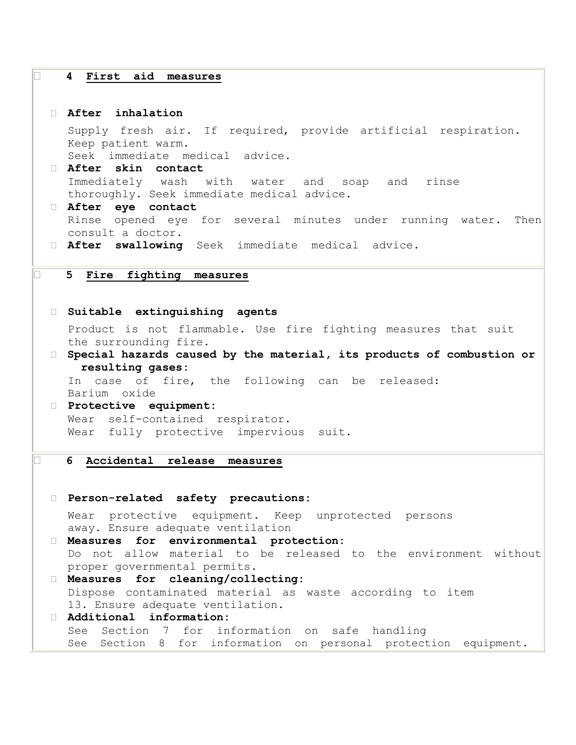## 4 First aid measures

**After inhalation**

Supply fresh air. If required, provide artificial respiration. Keep patient warm.
Seek immediate medical advice.

**After skin contact**

Immediately wash with water and soap and rinse thoroughly. Seek immediate medical advice.

**After eye contact**

Rinse opened eye for several minutes under running water. Then consult a doctor.

**After swallowing** Seek immediate medical advice.

## 5 Fire fighting measures

**Suitable extinguishing agents**

Product is not flammable. Use fire fighting measures that suit the surrounding fire.

**Special hazards caused by the material, its products of combustion or resulting gases:**

In case of fire, the following can be released:
Barium oxide

**Protective equipment:**

Wear self-contained respirator.
Wear fully protective impervious suit.

## 6 Accidental release measures

**Person-related safety precautions:**

Wear protective equipment. Keep unprotected persons away. Ensure adequate ventilation

**Measures for environmental protection:**

Do not allow material to be released to the environment without proper governmental permits.

**Measures for cleaning/collecting:**

Dispose contaminated material as waste according to item 13. Ensure adequate ventilation.

**Additional information:**

See Section 7 for information on safe handling
See Section 8 for information on personal protection equipment.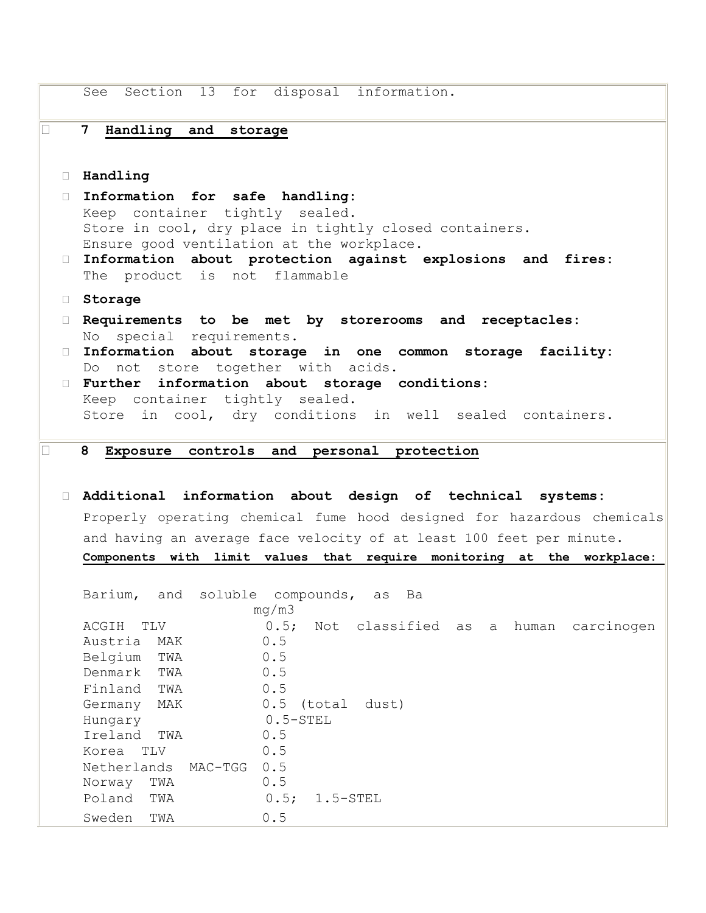See Section 13 for disposal information.

## 7 Handling and storage

**Handling**

**Information for safe handling:**
Keep container tightly sealed.
Store in cool, dry place in tightly closed containers.
Ensure good ventilation at the workplace.

**Information about protection against explosions and fires:**
The product is not flammable

**Storage**

**Requirements to be met by storerooms and receptacles:**
No special requirements.

**Information about storage in one common storage facility:**
Do not store together with acids.

**Further information about storage conditions:**
Keep container tightly sealed.
Store in cool, dry conditions in well sealed containers.

## 8 Exposure controls and personal protection

**Additional information about design of technical systems:**
Properly operating chemical fume hood designed for hazardous chemicals and having an average face velocity of at least 100 feet per minute.

**Components with limit values that require monitoring at the workplace:**

Barium, and soluble compounds, as Ba

| | mg/m3 |
|---|---|
| ACGIH TLV | 0.5; Not classified as a human carcinogen |
| Austria MAK | 0.5 |
| Belgium TWA | 0.5 |
| Denmark TWA | 0.5 |
| Finland TWA | 0.5 |
| Germany MAK | 0.5 (total dust) |
| Hungary | 0.5-STEL |
| Ireland TWA | 0.5 |
| Korea TLV | 0.5 |
| Netherlands MAC-TGG | 0.5 |
| Norway TWA | 0.5 |
| Poland TWA | 0.5; 1.5-STEL |
| Sweden TWA | 0.5 |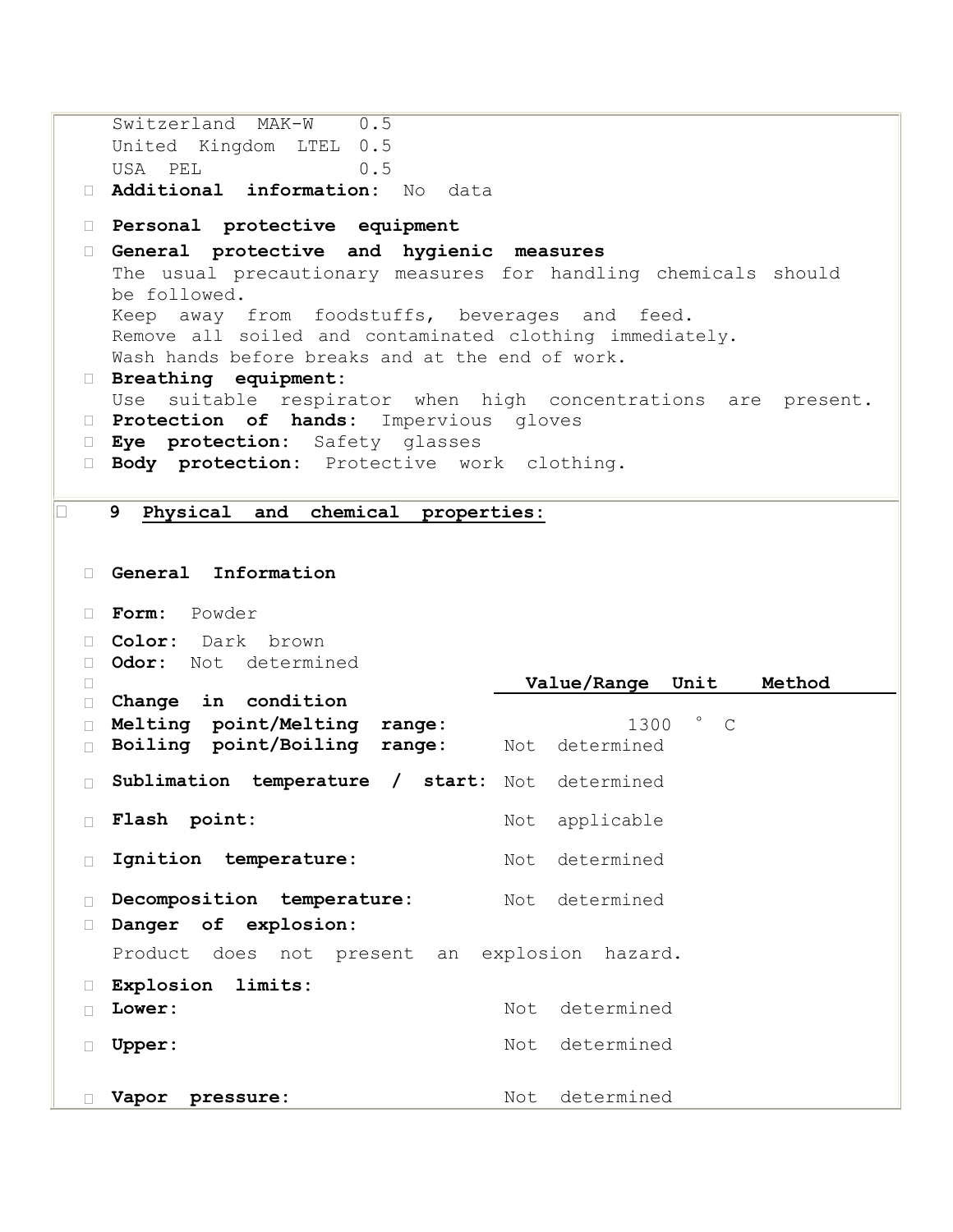Switzerland MAK-W 0.5
United Kingdom LTEL 0.5
USA PEL 0.5

- **Additional information:** No data

- **Personal protective equipment**
- **General protective and hygienic measures**
  The usual precautionary measures for handling chemicals should be followed.
  Keep away from foodstuffs, beverages and feed.
  Remove all soiled and contaminated clothing immediately.
  Wash hands before breaks and at the end of work.
- **Breathing equipment:**
  Use suitable respirator when high concentrations are present.
- **Protection of hands:** Impervious gloves
- **Eye protection:** Safety glasses
- **Body protection:** Protective work clothing.

## 9 Physical and chemical properties:

- **General Information**

- **Form:** Powder
- **Color:** Dark brown
- **Odor:** Not determined

| | Value/Range | Unit | Method |
|---|---|---|---|
| **Change in condition** | | | |
| **Melting point/Melting range:** | 1300 | °C | |
| **Boiling point/Boiling range:** | Not determined | | |
| **Sublimation temperature / start:** | Not determined | | |
| **Flash point:** | Not applicable | | |
| **Ignition temperature:** | Not determined | | |
| **Decomposition temperature:** | Not determined | | |

- **Danger of explosion:**
  Product does not present an explosion hazard.
- **Explosion limits:**

| | |
|---|---|
| **Lower:** | Not determined |
| **Upper:** | Not determined |
| **Vapor pressure:** | Not determined |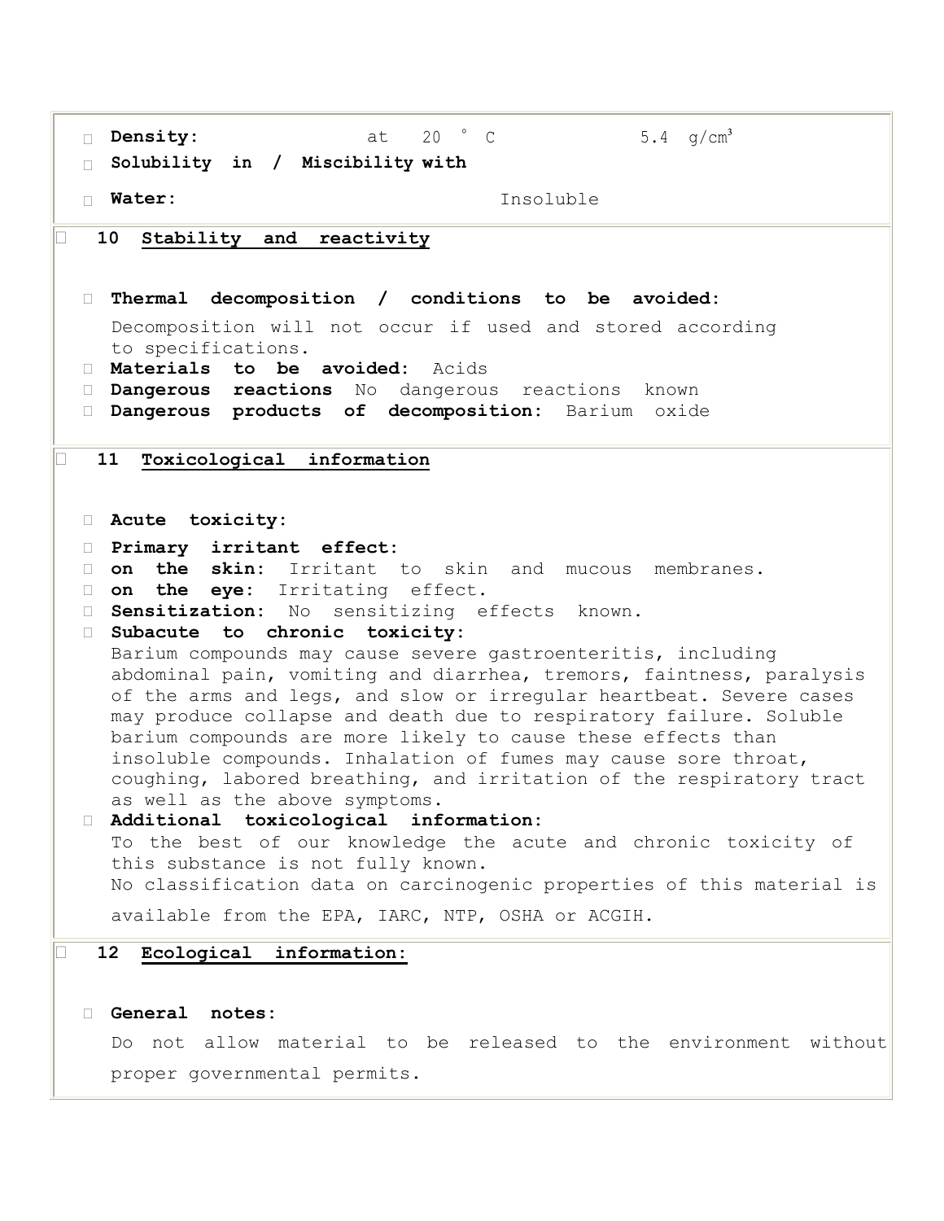**Density:** at 20 °C 5.4 g/cm³

**Solubility in / Miscibility with**

**Water:** Insoluble

## 10 Stability and reactivity

**Thermal decomposition / conditions to be avoided:**
Decomposition will not occur if used and stored according to specifications.

**Materials to be avoided:** Acids

**Dangerous reactions** No dangerous reactions known

**Dangerous products of decomposition:** Barium oxide

## 11 Toxicological information

**Acute toxicity:**

**Primary irritant effect:**

**on the skin:** Irritant to skin and mucous membranes.

**on the eye:** Irritating effect.

**Sensitization:** No sensitizing effects known.

**Subacute to chronic toxicity:**
Barium compounds may cause severe gastroenteritis, including abdominal pain, vomiting and diarrhea, tremors, faintness, paralysis of the arms and legs, and slow or irregular heartbeat. Severe cases may produce collapse and death due to respiratory failure. Soluble barium compounds are more likely to cause these effects than insoluble compounds. Inhalation of fumes may cause sore throat, coughing, labored breathing, and irritation of the respiratory tract as well as the above symptoms.

**Additional toxicological information:**
To the best of our knowledge the acute and chronic toxicity of this substance is not fully known.
No classification data on carcinogenic properties of this material is available from the EPA, IARC, NTP, OSHA or ACGIH.

## 12 Ecological information:

**General notes:**
Do not allow material to be released to the environment without proper governmental permits.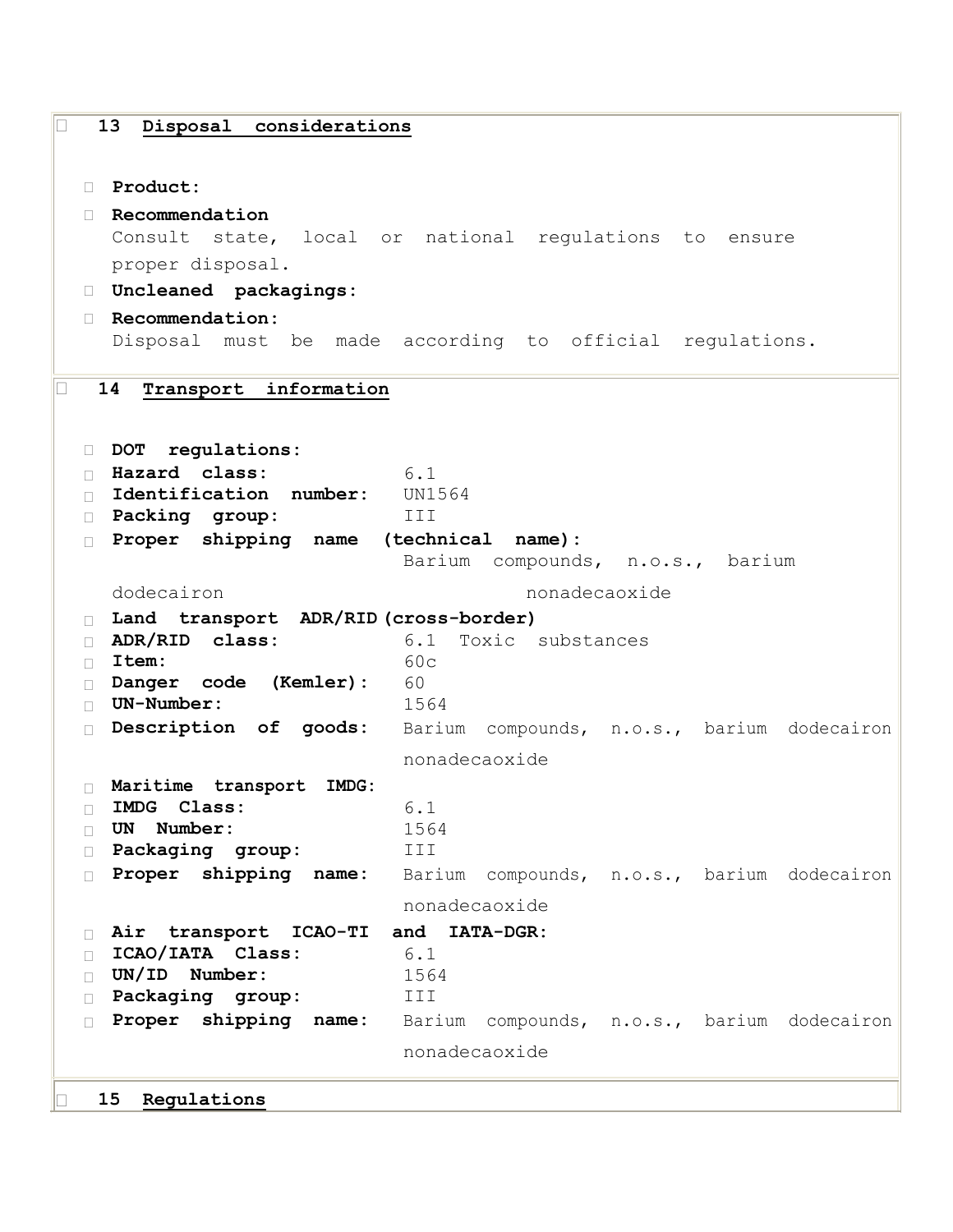## 13 Disposal considerations

- **Product:**
- **Recommendation**
  Consult state, local or national regulations to ensure proper disposal.
- **Uncleaned packagings:**
- **Recommendation:**
  Disposal must be made according to official regulations.

## 14 Transport information

- **DOT regulations:**
- **Hazard class:** 6.1
- **Identification number:** UN1564
- **Packing group:** III
- **Proper shipping name (technical name):** Barium compounds, n.o.s., barium dodecairon nonadecaoxide
- **Land transport ADR/RID (cross-border)**
- **ADR/RID class:** 6.1 Toxic substances
- **Item:** 60c
- **Danger code (Kemler):** 60
- **UN-Number:** 1564
- **Description of goods:** Barium compounds, n.o.s., barium dodecairon nonadecaoxide
- **Maritime transport IMDG:**
- **IMDG Class:** 6.1
- **UN Number:** 1564
- **Packaging group:** III
- **Proper shipping name:** Barium compounds, n.o.s., barium dodecairon nonadecaoxide
- **Air transport ICAO-TI and IATA-DGR:**
- **ICAO/IATA Class:** 6.1
- **UN/ID Number:** 1564
- **Packaging group:** III
- **Proper shipping name:** Barium compounds, n.o.s., barium dodecairon nonadecaoxide

## 15 Regulations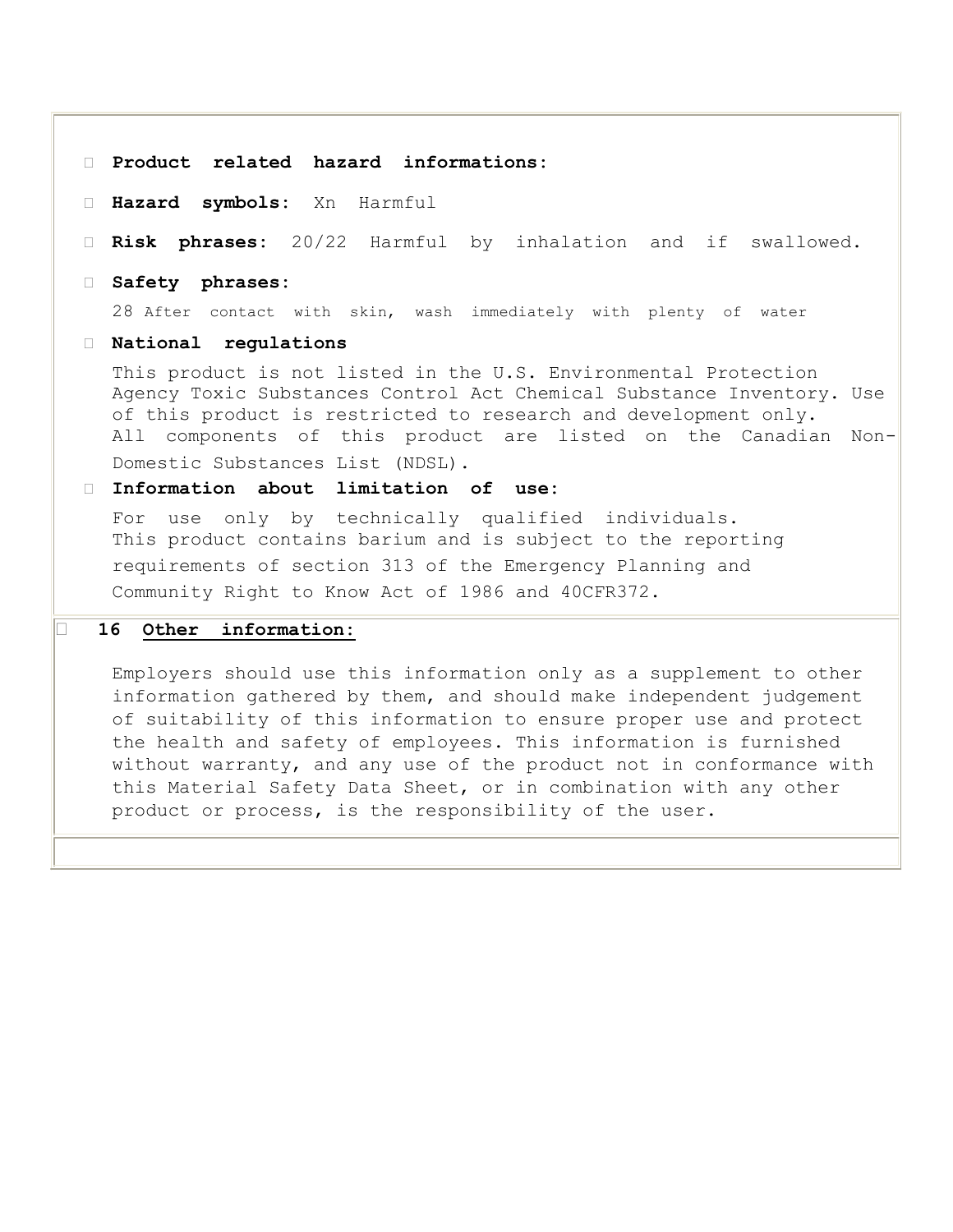- **Product related hazard informations:**
- **Hazard symbols:** Xn Harmful
- **Risk phrases:** 20/22 Harmful by inhalation and if swallowed.
- **Safety phrases:**

  28 After contact with skin, wash immediately with plenty of water

- **National regulations**

  This product is not listed in the U.S. Environmental Protection Agency Toxic Substances Control Act Chemical Substance Inventory. Use of this product is restricted to research and development only.
  All components of this product are listed on the Canadian Non-Domestic Substances List (NDSL).

- **Information about limitation of use:**

  For use only by technically qualified individuals.
  This product contains barium and is subject to the reporting requirements of section 313 of the Emergency Planning and Community Right to Know Act of 1986 and 40CFR372.

## 16 Other information:

Employers should use this information only as a supplement to other information gathered by them, and should make independent judgement of suitability of this information to ensure proper use and protect the health and safety of employees. This information is furnished without warranty, and any use of the product not in conformance with this Material Safety Data Sheet, or in combination with any other product or process, is the responsibility of the user.